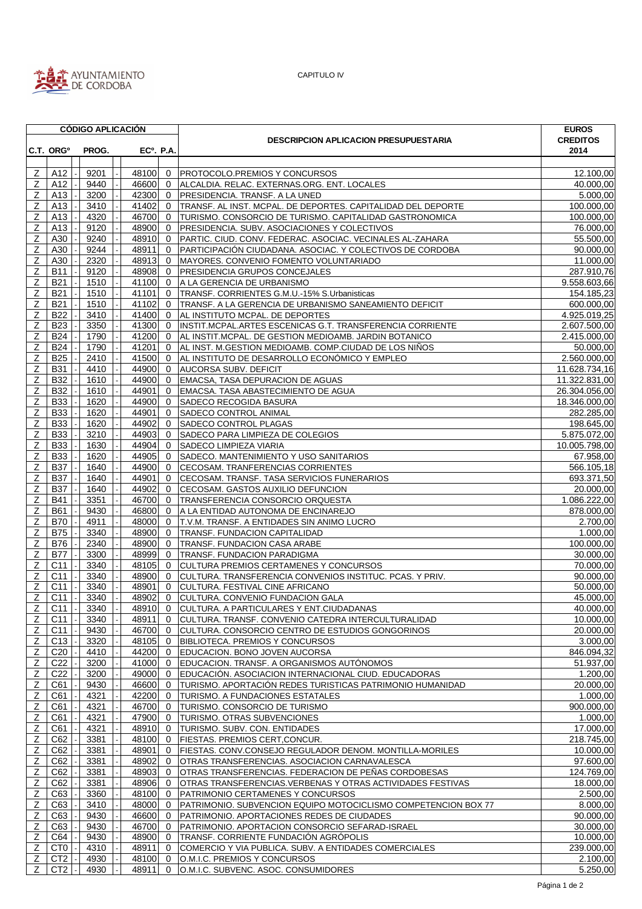AYUNTAMIENTO DE CORDOBA

CAPITULO IV

| CÓDIGO APLICACIÓN | | | | | DESCRIPCION APLICACION PRESUPUESTARIA | EUROS CREDITOS 2014 |
|---|---|---|---|---|---|---|
| C.T. | ORGº | PROG. | ECº. | P.A. | | |
| Z | A12 | 9201 | 48100 | 0 | PROTOCOLO.PREMIOS Y CONCURSOS | 12.100,00 |
| Z | A12 | 9440 | 46600 | 0 | ALCALDIA. RELAC. EXTERNAS.ORG. ENT. LOCALES | 40.000,00 |
| Z | A13 | 3200 | 42300 | 0 | PRESIDENCIA. TRANSF. A LA UNED | 5.000,00 |
| Z | A13 | 3410 | 41402 | 0 | TRANSF. AL INST. MCPAL. DE DEPORTES. CAPITALIDAD DEL DEPORTE | 100.000,00 |
| Z | A13 | 4320 | 46700 | 0 | TURISMO. CONSORCIO DE TURISMO. CAPITALIDAD GASTRONOMICA | 100.000,00 |
| Z | A13 | 9120 | 48900 | 0 | PRESIDENCIA. SUBV. ASOCIACIONES Y COLECTIVOS | 76.000,00 |
| Z | A30 | 9240 | 48910 | 0 | PARTIC. CIUD. CONV. FEDERAC. ASOCIAC. VECINALES AL-ZAHARA | 55.500,00 |
| Z | A30 | 9244 | 48911 | 0 | PARTICIPACIÓN CIUDADANA. ASOCIAC. Y COLECTIVOS DE CORDOBA | 90.000,00 |
| Z | A30 | 2320 | 48913 | 0 | MAYORES. CONVENIO FOMENTO VOLUNTARIADO | 11.000,00 |
| Z | B11 | 9120 | 48908 | 0 | PRESIDENCIA GRUPOS CONCEJALES | 287.910,76 |
| Z | B21 | 1510 | 41100 | 0 | A LA GERENCIA DE URBANISMO | 9.558.603,66 |
| Z | B21 | 1510 | 41101 | 0 | TRANSF. CORRIENTES G.M.U.-15% S.Urbanisticas | 154.185,23 |
| Z | B21 | 1510 | 41102 | 0 | TRANSF. A LA GERENCIA DE URBANISMO SANEAMIENTO DEFICIT | 600.000,00 |
| Z | B22 | 3410 | 41400 | 0 | AL INSTITUTO MCPAL. DE DEPORTES | 4.925.019,25 |
| Z | B23 | 3350 | 41300 | 0 | INSTIT.MCPAL.ARTES ESCENICAS G.T. TRANSFERENCIA CORRIENTE | 2.607.500,00 |
| Z | B24 | 1790 | 41200 | 0 | AL INSTIT.MCPAL. DE GESTION MEDIOAMB. JARDIN BOTANICO | 2.415.000,00 |
| Z | B24 | 1790 | 41201 | 0 | AL INST. M.GESTION MEDIOAMB. COMP.CIUDAD DE LOS NIÑOS | 50.000,00 |
| Z | B25 | 2410 | 41500 | 0 | AL INSTITUTO DE DESARROLLO ECONÓMICO Y EMPLEO | 2.560.000,00 |
| Z | B31 | 4410 | 44900 | 0 | AUCORSA SUBV. DEFICIT | 11.628.734,16 |
| Z | B32 | 1610 | 44900 | 0 | EMACSA, TASA DEPURACION DE AGUAS | 11.322.831,00 |
| Z | B32 | 1610 | 44901 | 0 | EMACSA. TASA ABASTECIMIENTO DE AGUA | 26.304.056,00 |
| Z | B33 | 1620 | 44900 | 0 | SADECO RECOGIDA BASURA | 18.346.000,00 |
| Z | B33 | 1620 | 44901 | 0 | SADECO CONTROL ANIMAL | 282.285,00 |
| Z | B33 | 1620 | 44902 | 0 | SADECO CONTROL PLAGAS | 198.645,00 |
| Z | B33 | 3210 | 44903 | 0 | SADECO PARA LIMPIEZA DE COLEGIOS | 5.875.072,00 |
| Z | B33 | 1630 | 44904 | 0 | SADECO LIMPIEZA VIARIA | 10.005.798,00 |
| Z | B33 | 1620 | 44905 | 0 | SADECO. MANTENIMIENTO Y USO SANITARIOS | 67.958,00 |
| Z | B37 | 1640 | 44900 | 0 | CECOSAM. TRANFERENCIAS CORRIENTES | 566.105,18 |
| Z | B37 | 1640 | 44901 | 0 | CECOSAM. TRANSF. TASA SERVICIOS FUNERARIOS | 693.371,50 |
| Z | B37 | 1640 | 44902 | 0 | CECOSAM. GASTOS AUXILIO DEFUNCION | 20.000,00 |
| Z | B41 | 3351 | 46700 | 0 | TRANSFERENCIA CONSORCIO ORQUESTA | 1.086.222,00 |
| Z | B61 | 9430 | 46800 | 0 | A LA ENTIDAD AUTONOMA DE ENCINAREJO | 878.000,00 |
| Z | B70 | 4911 | 48000 | 0 | T.V.M. TRANSF. A ENTIDADES SIN ANIMO LUCRO | 2.700,00 |
| Z | B75 | 3340 | 48900 | 0 | TRANSF. FUNDACION CAPITALIDAD | 1.000,00 |
| Z | B76 | 2340 | 48900 | 0 | TRANSF. FUNDACION CASA ARABE | 100.000,00 |
| Z | B77 | 3300 | 48999 | 0 | TRANSF. FUNDACION PARADIGMA | 30.000,00 |
| Z | C11 | 3340 | 48105 | 0 | CULTURA PREMIOS CERTAMENES Y CONCURSOS | 70.000,00 |
| Z | C11 | 3340 | 48900 | 0 | CULTURA. TRANSFERENCIA CONVENIOS INSTITUC. PCAS. Y PRIV. | 90.000,00 |
| Z | C11 | 3340 | 48901 | 0 | CULTURA. FESTIVAL CINE AFRICANO | 50.000,00 |
| Z | C11 | 3340 | 48902 | 0 | CULTURA. CONVENIO FUNDACION GALA | 45.000,00 |
| Z | C11 | 3340 | 48910 | 0 | CULTURA. A PARTICULARES Y ENT.CIUDADANAS | 40.000,00 |
| Z | C11 | 3340 | 48911 | 0 | CULTURA. TRANSF. CONVENIO CATEDRA INTERCULTURALIDAD | 10.000,00 |
| Z | C11 | 9430 | 46700 | 0 | CULTURA. CONSORCIO CENTRO DE ESTUDIOS GONGORINOS | 20.000,00 |
| Z | C13 | 3320 | 48105 | 0 | BIBLIOTECA. PREMIOS Y CONCURSOS | 3.000,00 |
| Z | C20 | 4410 | 44200 | 0 | EDUCACION. BONO JOVEN AUCORSA | 846.094,32 |
| Z | C22 | 3200 | 41000 | 0 | EDUCACION. TRANSF. A ORGANISMOS AUTÓNOMOS | 51.937,00 |
| Z | C22 | 3200 | 49000 | 0 | EDUCACIÓN. ASOCIACION INTERNACIONAL CIUD. EDUCADORAS | 1.200,00 |
| Z | C61 | 9430 | 46600 | 0 | TURISMO. APORTACIÓN REDES TURISTICAS PATRIMONIO HUMANIDAD | 20.000,00 |
| Z | C61 | 4321 | 42200 | 0 | TURISMO. A FUNDACIONES ESTATALES | 1.000,00 |
| Z | C61 | 4321 | 46700 | 0 | TURISMO. CONSORCIO DE TURISMO | 900.000,00 |
| Z | C61 | 4321 | 47900 | 0 | TURISMO. OTRAS SUBVENCIONES | 1.000,00 |
| Z | C61 | 4321 | 48910 | 0 | TURISMO. SUBV. CON. ENTIDADES | 17.000,00 |
| Z | C62 | 3381 | 48100 | 0 | FIESTAS. PREMIOS CERT,CONCUR. | 218.745,00 |
| Z | C62 | 3381 | 48901 | 0 | FIESTAS. CONV.CONSEJO REGULADOR DENOM. MONTILLA-MORILES | 10.000,00 |
| Z | C62 | 3381 | 48902 | 0 | OTRAS TRANSFERENCIAS. ASOCIACION CARNAVALESCA | 97.600,00 |
| Z | C62 | 3381 | 48903 | 0 | OTRAS TRANSFERENCIAS. FEDERACION DE PEÑAS CORDOBESAS | 124.769,00 |
| Z | C62 | 3381 | 48906 | 0 | OTRAS TRANSFERENCIAS.VERBENAS Y OTRAS ACTIVIDADES FESTIVAS | 18.000,00 |
| Z | C63 | 3360 | 48100 | 0 | PATRIMONIO CERTAMENES Y CONCURSOS | 2.500,00 |
| Z | C63 | 3410 | 48000 | 0 | PATRIMONIO. SUBVENCION EQUIPO MOTOCICLISMO COMPETENCION BOX 77 | 8.000,00 |
| Z | C63 | 9430 | 46600 | 0 | PATRIMONIO. APORTACIONES REDES DE CIUDADES | 90.000,00 |
| Z | C63 | 9430 | 46700 | 0 | PATRIMONIO. APORTACION CONSORCIO SEFARAD-ISRAEL | 30.000,00 |
| Z | C64 | 9430 | 48900 | 0 | TRANSF. CORRIENTE FUNDACIÓN AGRÓPOLIS | 10.000,00 |
| Z | CT0 | 4310 | 48911 | 0 | COMERCIO Y VIA PUBLICA. SUBV. A ENTIDADES COMERCIALES | 239.000,00 |
| Z | CT2 | 4930 | 48100 | 0 | O.M.I.C. PREMIOS Y CONCURSOS | 2.100,00 |
| Z | CT2 | 4930 | 48911 | 0 | O.M.I.C. SUBVENC. ASOC. CONSUMIDORES | 5.250,00 |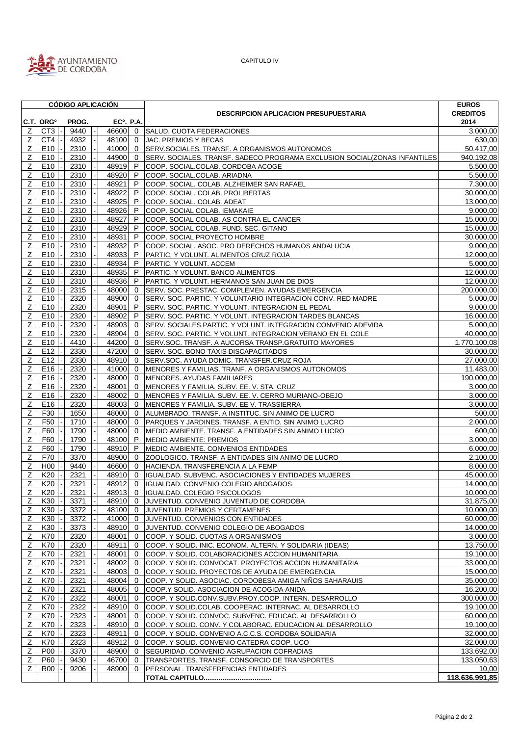AYUNTAMIENTO DE CORDOBA

CAPITULO IV

| CÓDIGO APLICACIÓN | | | | | DESCRIPCION APLICACION PRESUPUESTARIA | EUROS CREDITOS 2014 |
|---|---|---|---|---|---|---|
| C.T. | ORGº | PROG. | ECº. | P.A. | | |
| Z | CT3 | 9440 | 46600 | 0 | SALUD. CUOTA FEDERACIONES | 3.000,00 |
| Z | CT4 | 4932 | 48100 | 0 | JAC. PREMIOS Y BECAS | 630,00 |
| Z | E10 | 2310 | 41000 | 0 | SERV.SOCIALES. TRANSF. A ORGANISMOS AUTONOMOS | 50.417,00 |
| Z | E10 | 2310 | 44900 | 0 | SERV. SOCIALES. TRANSF. SADECO PROGRAMA EXCLUSION SOCIAL(ZONAS INFANTILES | 940.192,08 |
| Z | E10 | 2310 | 48919 | P | COOP. SOCIAL.COLAB. CORDOBA ACOGE | 5.500,00 |
| Z | E10 | 2310 | 48920 | P | COOP. SOCIAL.COLAB. ARIADNA | 5.500,00 |
| Z | E10 | 2310 | 48921 | P | COOP. SOCIAL. COLAB. ALZHEIMER SAN RAFAEL | 7.300,00 |
| Z | E10 | 2310 | 48922 | P | COOP. SOCIAL. COLAB. PROLIBERTAS | 30.000,00 |
| Z | E10 | 2310 | 48925 | P | COOP. SOCIAL. COLAB. ADEAT | 13.000,00 |
| Z | E10 | 2310 | 48926 | P | COOP. SOCIAL COLAB. IEMAKAIE | 9.000,00 |
| Z | E10 | 2310 | 48927 | P | COOP. SOCIAL COLAB. AS CONTRA EL CANCER | 15.000,00 |
| Z | E10 | 2310 | 48929 | P | COOP. SOCIAL COLAB. FUND. SEC. GITANO | 15.000,00 |
| Z | E10 | 2310 | 48931 | P | COOP. SOCIAL PROYECTO HOMBRE | 30.000,00 |
| Z | E10 | 2310 | 48932 | P | COOP. SOCIAL. ASOC. PRO DERECHOS HUMANOS ANDALUCIA | 9.000,00 |
| Z | E10 | 2310 | 48933 | P | PARTIC. Y VOLUNT. ALIMENTOS CRUZ ROJA | 12.000,00 |
| Z | E10 | 2310 | 48934 | P | PARTIC. Y VOLUNT. ACCEM | 5.000,00 |
| Z | E10 | 2310 | 48935 | P | PARTIC. Y VOLUNT. BANCO ALIMENTOS | 12.000,00 |
| Z | E10 | 2310 | 48936 | P | PARTIC. Y VOLUNT. HERMANOS SAN JUAN DE DIOS | 12.000,00 |
| Z | E10 | 2315 | 48000 | 0 | SERV. SOC. PRESTAC. COMPLEMEN. AYUDAS EMERGENCIA | 200.000,00 |
| Z | E10 | 2320 | 48900 | 0 | SERV. SOC. PARTIC. Y VOLUNTARIO INTEGRACION CONV. RED MADRE | 5.000,00 |
| Z | E10 | 2320 | 48901 | P | SERV. SOC. PARTIC. Y VOLUNT. INTEGRACION EL PEDAL | 9.000,00 |
| Z | E10 | 2320 | 48902 | P | SERV. SOC. PARTIC. Y VOLUNT. INTEGRACION TARDES BLANCAS | 16.000,00 |
| Z | E10 | 2320 | 48903 | 0 | SERV. SOCIALES.PARTIC. Y VOLUNT. INTEGRACION CONVENIO ADEVIDA | 5.000,00 |
| Z | E10 | 2320 | 48904 | 0 | SERV. SOC. PARTIC. Y VOLUNT. INTEGRACION VERANO EN EL COLE | 40.000,00 |
| Z | E10 | 4410 | 44200 | 0 | SERV.SOC. TRANSF. A AUCORSA TRANSP.GRATUITO MAYORES | 1.770.100,08 |
| Z | E12 | 2330 | 47200 | 0 | SERV. SOC. BONO TAXIS DISCAPACITADOS | 30.000,00 |
| Z | E12 | 2330 | 48910 | 0 | SERV.SOC. AYUDA DOMIC. TRANSFER.CRUZ ROJA | 27.000,00 |
| Z | E16 | 2320 | 41000 | 0 | MENORES Y FAMILIAS. TRANF. A ORGANISMOS AUTONOMOS | 11.483,00 |
| Z | E16 | 2320 | 48000 | 0 | MENORES. AYUDAS FAMILIARES | 190.000,00 |
| Z | E16 | 2320 | 48001 | 0 | MENORES Y FAMILIA. SUBV. EE. V. STA. CRUZ | 3.000,00 |
| Z | E16 | 2320 | 48002 | 0 | MENORES Y FAMILIA. SUBV. EE. V. CERRO MURIANO-OBEJO | 3.000,00 |
| Z | E16 | 2320 | 48003 | 0 | MENORES Y FAMILIA. SUBV. EE V. TRASSIERRA | 3.000,00 |
| Z | F30 | 1650 | 48000 | 0 | ALUMBRADO. TRANSF. A INSTITUC. SIN ANIMO DE LUCRO | 500,00 |
| Z | F50 | 1710 | 48000 | 0 | PARQUES Y JARDINES. TRANSF. A ENTID. SIN ANIMO LUCRO | 2.000,00 |
| Z | F60 | 1790 | 48000 | 0 | MEDIO AMBIENTE. TRANSF. A ENTIDADES SIN ANIMO LUCRO | 600,00 |
| Z | F60 | 1790 | 48100 | P | MEDIO AMBIENTE: PREMIOS | 3.000,00 |
| Z | F60 | 1790 | 48910 | P | MEDIO AMBIENTE. CONVENIOS ENTIDADES | 6.000,00 |
| Z | F70 | 3370 | 48900 | 0 | ZOOLOGICO. TRANSF. A ENTIDADES SIN ANIMO DE LUCRO | 2.100,00 |
| Z | H00 | 9440 | 46600 | 0 | HACIENDA. TRANSFERENCIA A LA FEMP | 8.000,00 |
| Z | K20 | 2321 | 48910 | 0 | IGUALDAD. SUBVENC. ASOCIACIONES Y ENTIDADES MUJERES | 45.000,00 |
| Z | K20 | 2321 | 48912 | 0 | IGUALDAD. CONVENIO COLEGIO ABOGADOS | 14.000,00 |
| Z | K20 | 2321 | 48913 | 0 | IGUALDAD. COLEGIO PSICOLOGOS | 10.000,00 |
| Z | K30 | 3371 | 48910 | 0 | JUVENTUD. CONVENIO JUVENTUD DE CORDOBA | 31.875,00 |
| Z | K30 | 3372 | 48100 | 0 | JUVENTUD. PREMIOS Y CERTAMENES | 10.000,00 |
| Z | K30 | 3372 | 41000 | 0 | JUVENTUD. CONVENIOS CON ENTIDADES | 60.000,00 |
| Z | K30 | 3373 | 48910 | 0 | JUVENTUD. CONVENIO COLEGIO DE ABOGADOS | 14.000,00 |
| Z | K70 | 2320 | 48001 | 0 | COOP. Y SOLID. CUOTAS A ORGANISMOS | 3.000,00 |
| Z | K70 | 2320 | 48911 | 0 | COOP. Y SOLID. INIC. ECONOM. ALTERN. Y SOLIDARIA (IDEAS) | 13.750,00 |
| Z | K70 | 2321 | 48001 | 0 | COOP. Y SOLID. COLABORACIONES ACCION HUMANITARIA | 19.100,00 |
| Z | K70 | 2321 | 48002 | 0 | COOP. Y SOLID. CONVOCAT. PROYECTOS ACCION HUMANITARIA | 33.000,00 |
| Z | K70 | 2321 | 48003 | 0 | COOP. Y SOLID. PROYECTOS DE AYUDA DE EMERGENCIA | 15.000,00 |
| Z | K70 | 2321 | 48004 | 0 | COOP. Y SOLID. ASOCIAC. CORDOBESA AMIGA NIÑOS SAHARAUIS | 35.000,00 |
| Z | K70 | 2321 | 48005 | 0 | COOP.Y SOLID. ASOCIACION DE ACOGIDA ANIDA | 16.200,00 |
| Z | K70 | 2322 | 48001 | 0 | COOP. Y SOLID.CONV.SUBV.PROY.COOP. INTERN. DESARROLLO | 300.000,00 |
| Z | K70 | 2322 | 48910 | 0 | COOP. Y SOLID.COLAB. COOPERAC. INTERNAC. AL DESARROLLO | 19.100,00 |
| Z | K70 | 2323 | 48001 | 0 | COOP. Y SOLID. CONVOC. SUBVENC. EDUCAC. AL DESARROLLO | 60.000,00 |
| Z | K70 | 2323 | 48910 | 0 | COOP. Y SOLID. CONV. Y COLABORAC. EDUCACION AL DESARROLLO | 19.100,00 |
| Z | K70 | 2323 | 48911 | 0 | COOP. Y SOLID. CONVENIO A.C.C.S. CORDOBA SOLIDARIA | 32.000,00 |
| Z | K70 | 2323 | 48912 | 0 | COOP. Y SOLID. CONVENIO CATEDRA COOP. UCO | 32.000,00 |
| Z | P00 | 3370 | 48900 | 0 | SEGURIDAD. CONVENIO AGRUPACION COFRADIAS | 133.692,00 |
| Z | P60 | 9430 | 46700 | 0 | TRANSPORTES. TRANSF. CONSORCIO DE TRANSPORTES | 133.050,63 |
| Z | R00 | 9206 | 48900 | 0 | PERSONAL. TRANSFERENCIAS ENTIDADES | 10,00 |
| | | | | | **TOTAL CAPITULO....................................** | **118.636.991,85** |